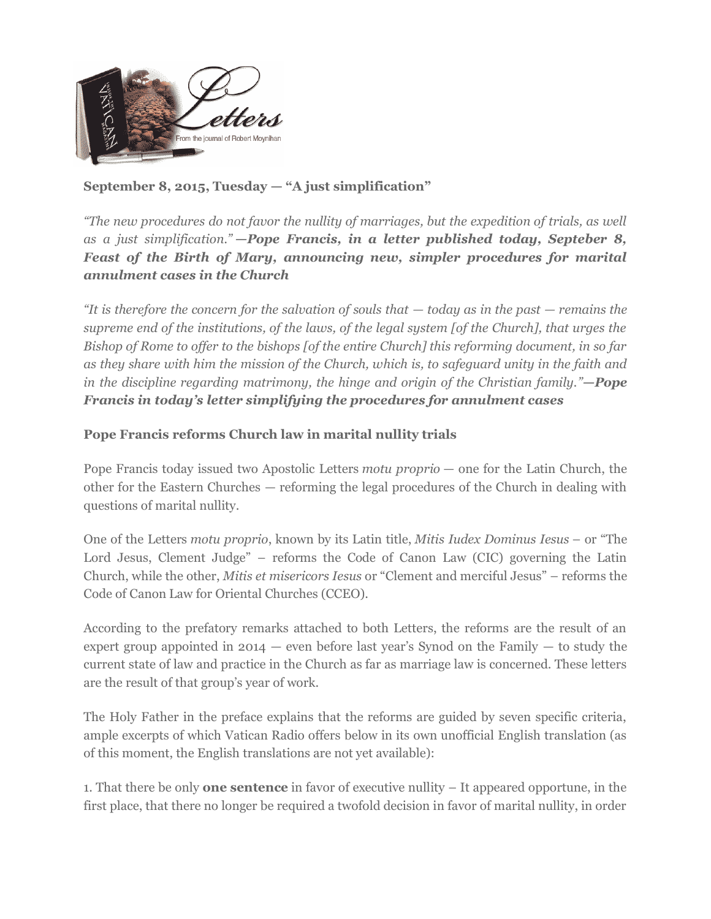**September 8, 2015, Tuesday — "A just simplification"**

*"The new procedures do not favor the nullity of marriages, but the expedition of trials, as well as a just simplification."* ***—Pope Francis, in a letter published today, Septeber 8, Feast of the Birth of Mary, announcing new, simpler procedures for marital annulment cases in the Church***

*"It is therefore the concern for the salvation of souls that — today as in the past — remains the supreme end of the institutions, of the laws, of the legal system [of the Church], that urges the Bishop of Rome to offer to the bishops [of the entire Church] this reforming document, in so far as they share with him the mission of the Church, which is, to safeguard unity in the faith and in the discipline regarding matrimony, the hinge and origin of the Christian family."* ***—Pope Francis in today's letter simplifying the procedures for annulment cases***

**Pope Francis reforms Church law in marital nullity trials**

Pope Francis today issued two Apostolic Letters *motu proprio* — one for the Latin Church, the other for the Eastern Churches — reforming the legal procedures of the Church in dealing with questions of marital nullity.

One of the Letters *motu proprio*, known by its Latin title, *Mitis Iudex Dominus Iesus* – or "The Lord Jesus, Clement Judge" – reforms the Code of Canon Law (CIC) governing the Latin Church, while the other, *Mitis et misericors Iesus* or "Clement and merciful Jesus" – reforms the Code of Canon Law for Oriental Churches (CCEO).

According to the prefatory remarks attached to both Letters, the reforms are the result of an expert group appointed in 2014 — even before last year's Synod on the Family — to study the current state of law and practice in the Church as far as marriage law is concerned. These letters are the result of that group's year of work.

The Holy Father in the preface explains that the reforms are guided by seven specific criteria, ample excerpts of which Vatican Radio offers below in its own unofficial English translation (as of this moment, the English translations are not yet available):

1. That there be only **one sentence** in favor of executive nullity – It appeared opportune, in the first place, that there no longer be required a twofold decision in favor of marital nullity, in order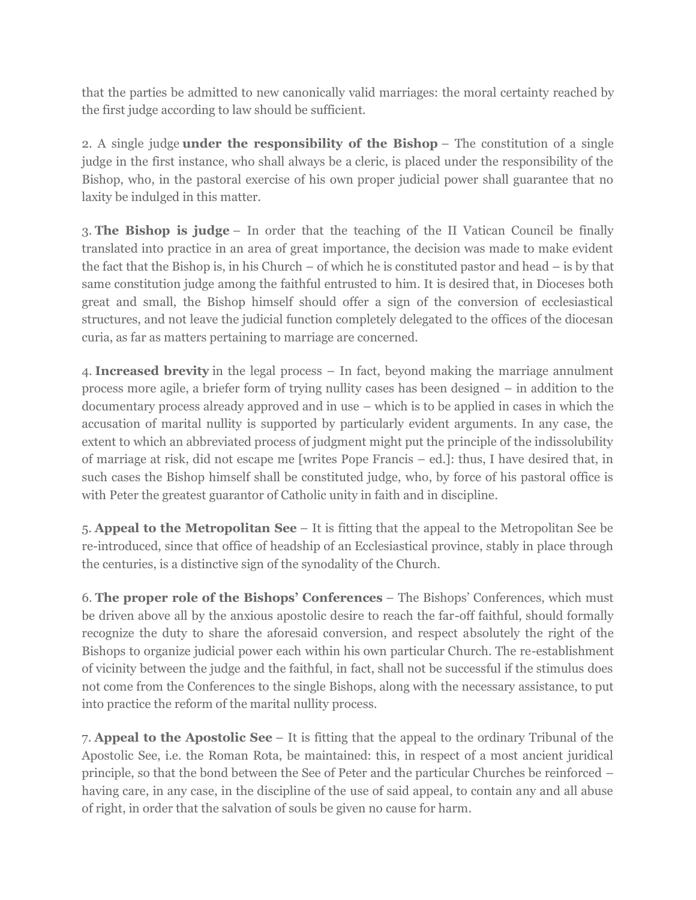that the parties be admitted to new canonically valid marriages: the moral certainty reached by the first judge according to law should be sufficient.

2. A single judge **under the responsibility of the Bishop** – The constitution of a single judge in the first instance, who shall always be a cleric, is placed under the responsibility of the Bishop, who, in the pastoral exercise of his own proper judicial power shall guarantee that no laxity be indulged in this matter.

3. **The Bishop is judge** – In order that the teaching of the II Vatican Council be finally translated into practice in an area of great importance, the decision was made to make evident the fact that the Bishop is, in his Church – of which he is constituted pastor and head – is by that same constitution judge among the faithful entrusted to him. It is desired that, in Dioceses both great and small, the Bishop himself should offer a sign of the conversion of ecclesiastical structures, and not leave the judicial function completely delegated to the offices of the diocesan curia, as far as matters pertaining to marriage are concerned.

4. **Increased brevity** in the legal process – In fact, beyond making the marriage annulment process more agile, a briefer form of trying nullity cases has been designed – in addition to the documentary process already approved and in use – which is to be applied in cases in which the accusation of marital nullity is supported by particularly evident arguments. In any case, the extent to which an abbreviated process of judgment might put the principle of the indissolubility of marriage at risk, did not escape me [writes Pope Francis – ed.]: thus, I have desired that, in such cases the Bishop himself shall be constituted judge, who, by force of his pastoral office is with Peter the greatest guarantor of Catholic unity in faith and in discipline.

5. **Appeal to the Metropolitan See** – It is fitting that the appeal to the Metropolitan See be re-introduced, since that office of headship of an Ecclesiastical province, stably in place through the centuries, is a distinctive sign of the synodality of the Church.

6. **The proper role of the Bishops' Conferences** – The Bishops' Conferences, which must be driven above all by the anxious apostolic desire to reach the far-off faithful, should formally recognize the duty to share the aforesaid conversion, and respect absolutely the right of the Bishops to organize judicial power each within his own particular Church. The re-establishment of vicinity between the judge and the faithful, in fact, shall not be successful if the stimulus does not come from the Conferences to the single Bishops, along with the necessary assistance, to put into practice the reform of the marital nullity process.

7. **Appeal to the Apostolic See** – It is fitting that the appeal to the ordinary Tribunal of the Apostolic See, i.e. the Roman Rota, be maintained: this, in respect of a most ancient juridical principle, so that the bond between the See of Peter and the particular Churches be reinforced – having care, in any case, in the discipline of the use of said appeal, to contain any and all abuse of right, in order that the salvation of souls be given no cause for harm.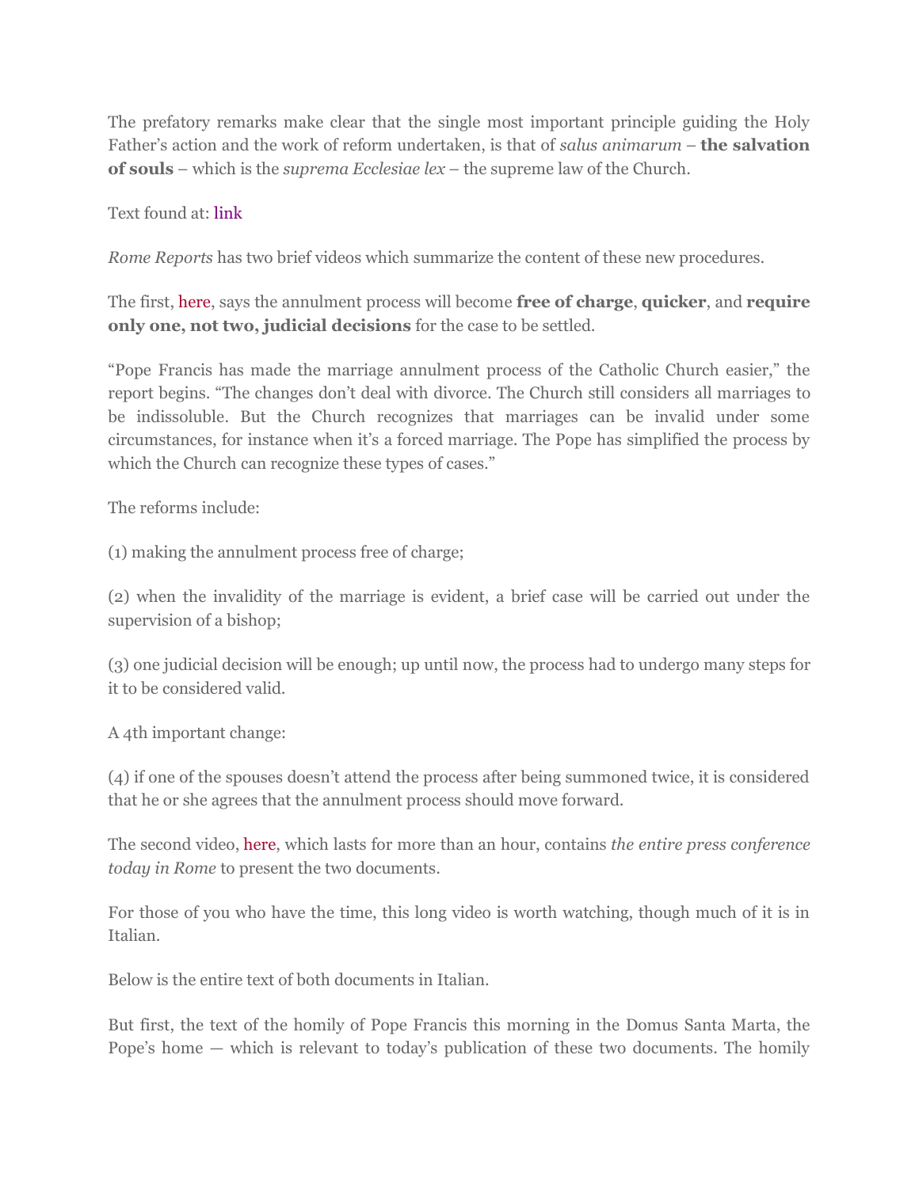The prefatory remarks make clear that the single most important principle guiding the Holy Father's action and the work of reform undertaken, is that of *salus animarum* – **the salvation of souls** – which is the *suprema Ecclesiae lex* – the supreme law of the Church.

Text found at: link

*Rome Reports* has two brief videos which summarize the content of these new procedures.

The first, here, says the annulment process will become **free of charge**, **quicker**, and **require only one, not two, judicial decisions** for the case to be settled.

"Pope Francis has made the marriage annulment process of the Catholic Church easier," the report begins. "The changes don't deal with divorce. The Church still considers all marriages to be indissoluble. But the Church recognizes that marriages can be invalid under some circumstances, for instance when it's a forced marriage. The Pope has simplified the process by which the Church can recognize these types of cases."

The reforms include:

(1) making the annulment process free of charge;

(2) when the invalidity of the marriage is evident, a brief case will be carried out under the supervision of a bishop;

(3) one judicial decision will be enough; up until now, the process had to undergo many steps for it to be considered valid.

A 4th important change:

(4) if one of the spouses doesn't attend the process after being summoned twice, it is considered that he or she agrees that the annulment process should move forward.

The second video, here, which lasts for more than an hour, contains *the entire press conference today in Rome* to present the two documents.

For those of you who have the time, this long video is worth watching, though much of it is in Italian.

Below is the entire text of both documents in Italian.

But first, the text of the homily of Pope Francis this morning in the Domus Santa Marta, the Pope's home — which is relevant to today's publication of these two documents. The homily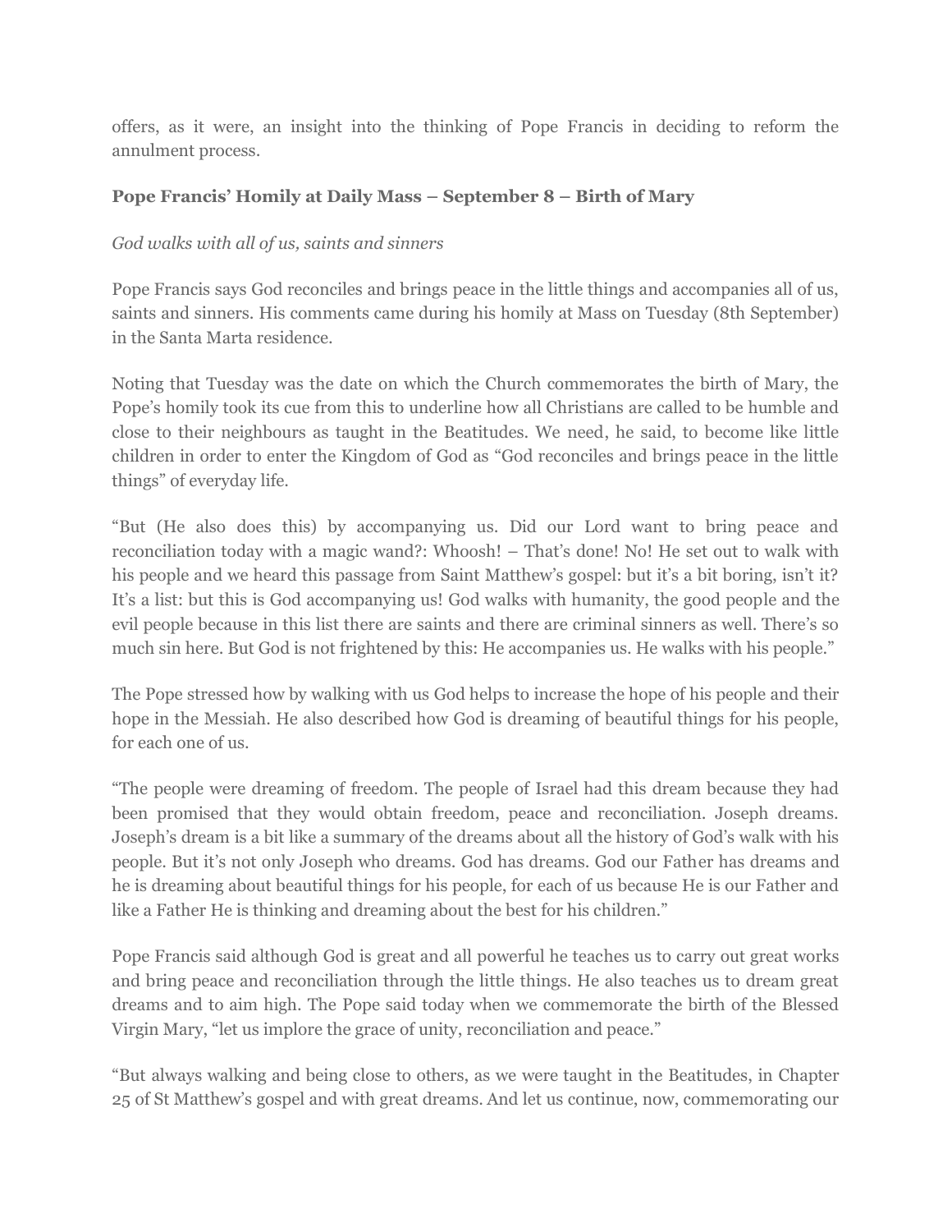offers, as it were, an insight into the thinking of Pope Francis in deciding to reform the annulment process.

**Pope Francis' Homily at Daily Mass – September 8 – Birth of Mary**

*God walks with all of us, saints and sinners*

Pope Francis says God reconciles and brings peace in the little things and accompanies all of us, saints and sinners. His comments came during his homily at Mass on Tuesday (8th September) in the Santa Marta residence.

Noting that Tuesday was the date on which the Church commemorates the birth of Mary, the Pope's homily took its cue from this to underline how all Christians are called to be humble and close to their neighbours as taught in the Beatitudes. We need, he said, to become like little children in order to enter the Kingdom of God as "God reconciles and brings peace in the little things" of everyday life.

"But (He also does this) by accompanying us. Did our Lord want to bring peace and reconciliation today with a magic wand?: Whoosh! – That's done! No! He set out to walk with his people and we heard this passage from Saint Matthew's gospel: but it's a bit boring, isn't it? It's a list: but this is God accompanying us! God walks with humanity, the good people and the evil people because in this list there are saints and there are criminal sinners as well. There's so much sin here. But God is not frightened by this: He accompanies us. He walks with his people."

The Pope stressed how by walking with us God helps to increase the hope of his people and their hope in the Messiah. He also described how God is dreaming of beautiful things for his people, for each one of us.

"The people were dreaming of freedom. The people of Israel had this dream because they had been promised that they would obtain freedom, peace and reconciliation. Joseph dreams. Joseph's dream is a bit like a summary of the dreams about all the history of God's walk with his people. But it's not only Joseph who dreams. God has dreams. God our Father has dreams and he is dreaming about beautiful things for his people, for each of us because He is our Father and like a Father He is thinking and dreaming about the best for his children."

Pope Francis said although God is great and all powerful he teaches us to carry out great works and bring peace and reconciliation through the little things. He also teaches us to dream great dreams and to aim high. The Pope said today when we commemorate the birth of the Blessed Virgin Mary, "let us implore the grace of unity, reconciliation and peace."

"But always walking and being close to others, as we were taught in the Beatitudes, in Chapter 25 of St Matthew's gospel and with great dreams. And let us continue, now, commemorating our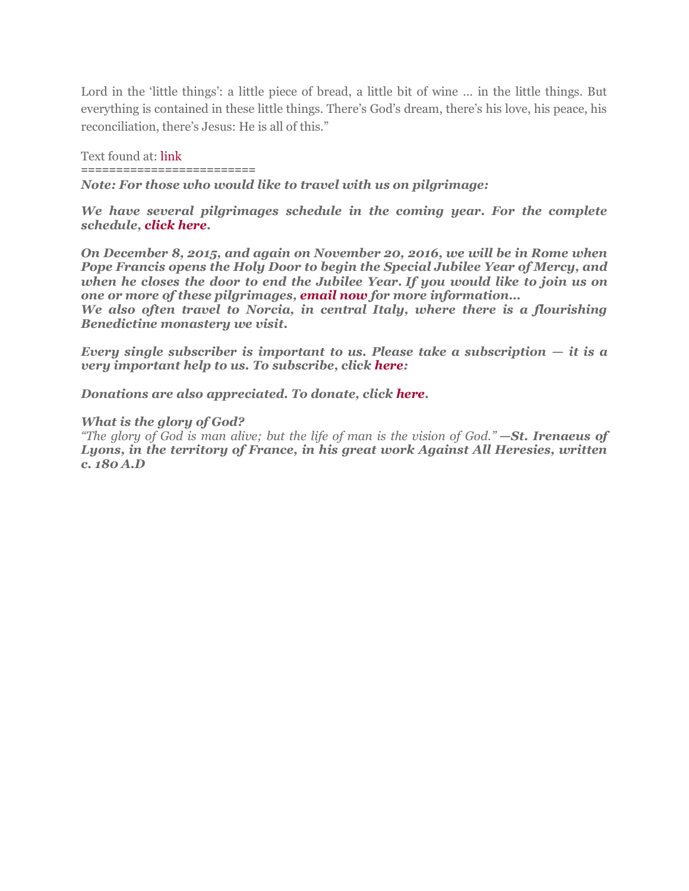Lord in the 'little things': a little piece of bread, a little bit of wine … in the little things. But everything is contained in these little things. There's God's dream, there's his love, his peace, his reconciliation, there's Jesus: He is all of this."

Text found at: link

========================

***Note: For those who would like to travel with us on pilgrimage:***

***We have several pilgrimages schedule in the coming year. For the complete schedule, click here.***

***On December 8, 2015, and again on November 20, 2016, we will be in Rome when Pope Francis opens the Holy Door to begin the Special Jubilee Year of Mercy, and when he closes the door to end the Jubilee Year. If you would like to join us on one or more of these pilgrimages, email now for more information…***
***We also often travel to Norcia, in central Italy, where there is a flourishing Benedictine monastery we visit.***

***Every single subscriber is important to us. Please take a subscription — it is a very important help to us. To subscribe, click here:***

***Donations are also appreciated. To donate, click here.***

***What is the glory of God?***
*"The glory of God is man alive; but the life of man is the vision of God."* ***—St. Irenaeus of Lyons, in the territory of France, in his great work Against All Heresies, written c. 180 A.D***